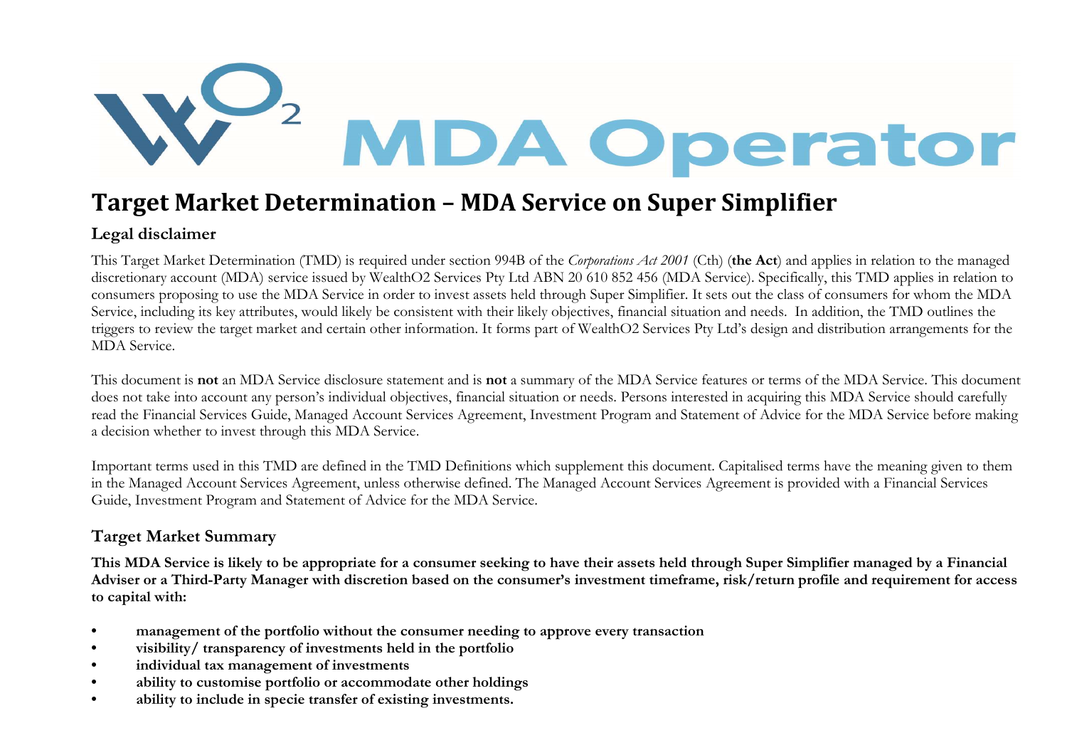# Target Market Determination – MDA Service on Super Simplifier

## Legal disclaimer

This Target Market Determination (TMD) is required under section 994B of the *Corporations Act 2001* (Cth) (**the Act**) and applies in relation to the managed discretionary account (MDA) service issued by WealthO2 Services Pty Ltd ABN 20 610 852 456 (MDA Service). Specifically, this TMD applies in relation to consumers proposing to use the MDA Service in order to invest assets held through Super Simplifier. It sets out the class of consumers for whom the MDA Service, including its key attributes, would likely be consistent with their likely objectives, financial situation and needs. In addition, the TMD outlines the triggers to review the target market and certain other information. It forms part of WealthO2 Services Pty Ltd's design and distribution arrangements for the MDA Service.

This document is **not** an MDA Service disclosure statement and is **not** a summary of the MDA Service features or terms of the MDA Service. This document does not take into account any person's individual objectives, financial situation or needs. Persons interested in acquiring this MDA Service should carefully read the Financial Services Guide, Managed Account Services Agreement, Investment Program and Statement of Advice for the MDA Service before making a decision whether to invest through this MDA Service.

Important terms used in this TMD are defined in the TMD Definitions which supplement this document. Capitalised terms have the meaning given to them in the Managed Account Services Agreement, unless otherwise defined. The Managed Account Services Agreement is provided with a Financial Services Guide, Investment Program and Statement of Advice for the MDA Service.

## Target Market Summary

**This MDA Service is likely to be appropriate for a consumer seeking to have their assets held through Super Simplifier managed by a Financial Adviser or a Third-Party Manager with discretion based on the consumer's investment timeframe, risk/return profile and requirement for access to capital with:**

- **management of the portfolio without the consumer needing to approve every transaction**
- **visibility/ transparency of investments held in the portfolio**
- **individual tax management of investments**
- **ability to customise portfolio or accommodate other holdings**
- **ability to include in specie transfer of existing investments.**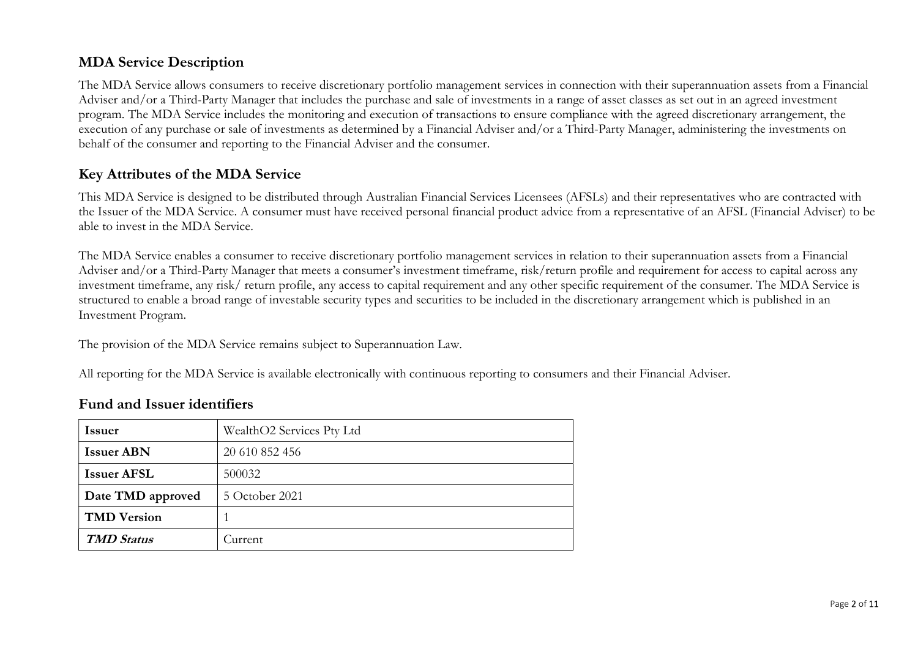## MDA Service Description

The MDA Service allows consumers to receive discretionary portfolio management services in connection with their superannuation assets from a Financial Adviser and/or a Third-Party Manager that includes the purchase and sale of investments in a range of asset classes as set out in an agreed investment program. The MDA Service includes the monitoring and execution of transactions to ensure compliance with the agreed discretionary arrangement, the execution of any purchase or sale of investments as determined by a Financial Adviser and/or a Third-Party Manager, administering the investments on behalf of the consumer and reporting to the Financial Adviser and the consumer.

## Key Attributes of the MDA Service

This MDA Service is designed to be distributed through Australian Financial Services Licensees (AFSLs) and their representatives who are contracted with the Issuer of the MDA Service. A consumer must have received personal financial product advice from a representative of an AFSL (Financial Adviser) to be able to invest in the MDA Service.

The MDA Service enables a consumer to receive discretionary portfolio management services in relation to their superannuation assets from a Financial Adviser and/or a Third-Party Manager that meets a consumer's investment timeframe, risk/return profile and requirement for access to capital across any investment timeframe, any risk/ return profile, any access to capital requirement and any other specific requirement of the consumer. The MDA Service is structured to enable a broad range of investable security types and securities to be included in the discretionary arrangement which is published in an Investment Program.

The provision of the MDA Service remains subject to Superannuation Law.

All reporting for the MDA Service is available electronically with continuous reporting to consumers and their Financial Adviser.

## Fund and Issuer identifiers

| **Issuer** | WealthO2 Services Pty Ltd |
|---|---|
| **Issuer ABN** | 20 610 852 456 |
| **Issuer AFSL** | 500032 |
| **Date TMD approved** | 5 October 2021 |
| **TMD Version** | 1 |
| ***TMD Status*** | Current |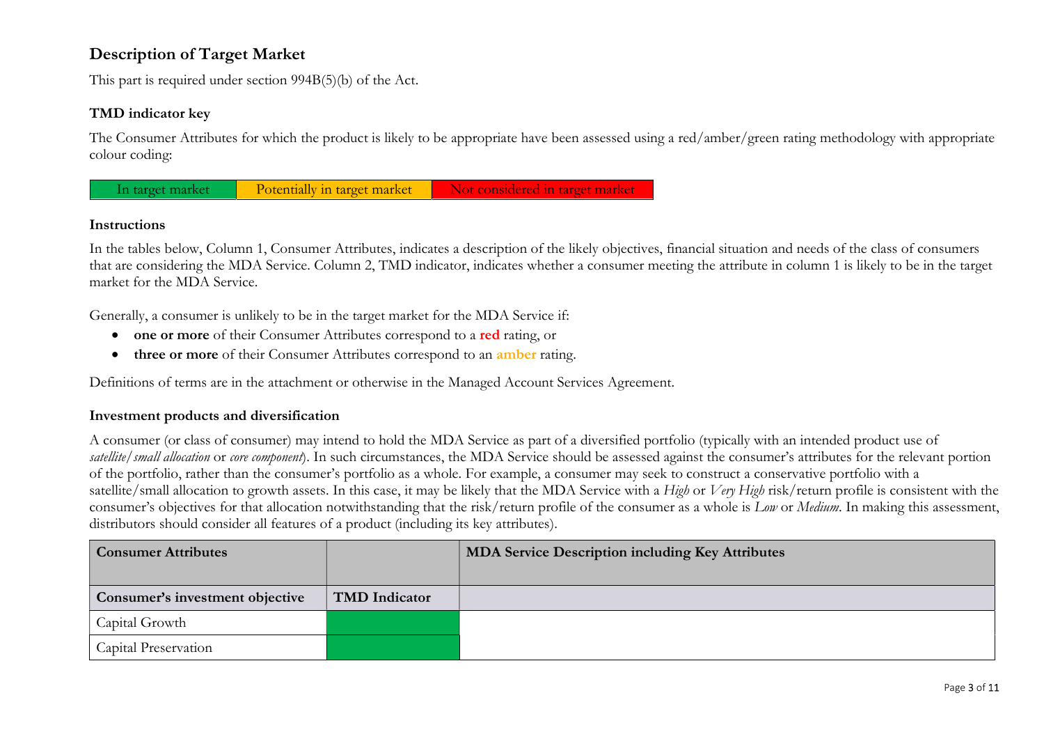## Description of Target Market

This part is required under section 994B(5)(b) of the Act.

### TMD indicator key

The Consumer Attributes for which the product is likely to be appropriate have been assessed using a red/amber/green rating methodology with appropriate colour coding:

| In target market | Potentially in target market | Not considered in target market |
|---|---|---|

### Instructions

In the tables below, Column 1, Consumer Attributes, indicates a description of the likely objectives, financial situation and needs of the class of consumers that are considering the MDA Service. Column 2, TMD indicator, indicates whether a consumer meeting the attribute in column 1 is likely to be in the target market for the MDA Service.

Generally, a consumer is unlikely to be in the target market for the MDA Service if:

- **one or more** of their Consumer Attributes correspond to a **red** rating, or
- **three or more** of their Consumer Attributes correspond to an **amber** rating.

Definitions of terms are in the attachment or otherwise in the Managed Account Services Agreement.

### Investment products and diversification

A consumer (or class of consumer) may intend to hold the MDA Service as part of a diversified portfolio (typically with an intended product use of *satellite/small allocation* or *core component*). In such circumstances, the MDA Service should be assessed against the consumer's attributes for the relevant portion of the portfolio, rather than the consumer's portfolio as a whole. For example, a consumer may seek to construct a conservative portfolio with a satellite/small allocation to growth assets. In this case, it may be likely that the MDA Service with a *High* or *Very High* risk/return profile is consistent with the consumer's objectives for that allocation notwithstanding that the risk/return profile of the consumer as a whole is *Low* or *Medium*. In making this assessment, distributors should consider all features of a product (including its key attributes).

| Consumer Attributes | | MDA Service Description including Key Attributes |
|---|---|---|
| **Consumer's investment objective** | **TMD Indicator** | |
| Capital Growth | In target market (green) | |
| Capital Preservation | In target market (green) | |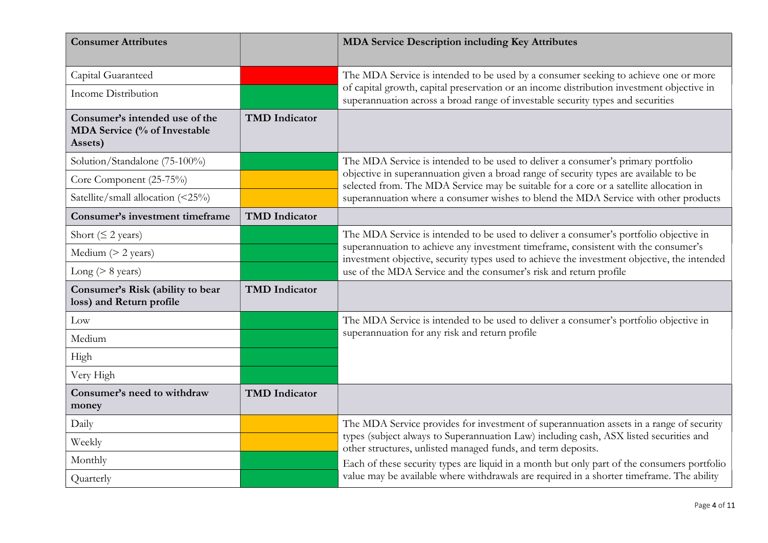| Consumer Attributes | | MDA Service Description including Key Attributes |
|---|---|---|
| Capital Guaranteed | Red | The MDA Service is intended to be used by a consumer seeking to achieve one or more of capital growth, capital preservation or an income distribution investment objective in superannuation across a broad range of investable security types and securities |
| Income Distribution | Green | |
| **Consumer's intended use of the MDA Service (% of Investable Assets)** | **TMD Indicator** | |
| Solution/Standalone (75-100%) | Green | The MDA Service is intended to be used to deliver a consumer's primary portfolio objective in superannuation given a broad range of security types are available to be selected from. The MDA Service may be suitable for a core or a satellite allocation in superannuation where a consumer wishes to blend the MDA Service with other products |
| Core Component (25-75%) | Amber | |
| Satellite/small allocation (<25%) | Amber | |
| **Consumer's investment timeframe** | **TMD Indicator** | |
| Short (≤ 2 years) | Green | The MDA Service is intended to be used to deliver a consumer's portfolio objective in superannuation to achieve any investment timeframe, consistent with the consumer's investment objective, security types used to achieve the investment objective, the intended use of the MDA Service and the consumer's risk and return profile |
| Medium (> 2 years) | Green | |
| Long (> 8 years) | Green | |
| **Consumer's Risk (ability to bear loss) and Return profile** | **TMD Indicator** | |
| Low | Green | The MDA Service is intended to be used to deliver a consumer's portfolio objective in superannuation for any risk and return profile |
| Medium | Green | |
| High | Green | |
| Very High | Green | |
| **Consumer's need to withdraw money** | **TMD Indicator** | |
| Daily | Amber | The MDA Service provides for investment of superannuation assets in a range of security types (subject always to Superannuation Law) including cash, ASX listed securities and other structures, unlisted managed funds, and term deposits. Each of these security types are liquid in a month but only part of the consumers portfolio value may be available where withdrawals are required in a shorter timeframe. The ability |
| Weekly | Amber | |
| Monthly | Green | |
| Quarterly | Green | |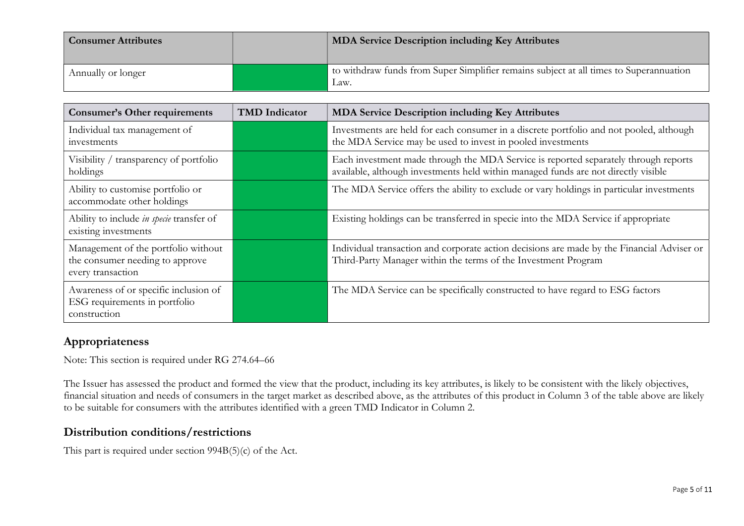| Consumer Attributes | | MDA Service Description including Key Attributes |
|---|---|---|
| Annually or longer | | to withdraw funds from Super Simplifier remains subject at all times to Superannuation Law. |

| Consumer's Other requirements | TMD Indicator | MDA Service Description including Key Attributes |
|---|---|---|
| Individual tax management of investments | | Investments are held for each consumer in a discrete portfolio and not pooled, although the MDA Service may be used to invest in pooled investments |
| Visibility / transparency of portfolio holdings | | Each investment made through the MDA Service is reported separately through reports available, although investments held within managed funds are not directly visible |
| Ability to customise portfolio or accommodate other holdings | | The MDA Service offers the ability to exclude or vary holdings in particular investments |
| Ability to include *in specie* transfer of existing investments | | Existing holdings can be transferred in specie into the MDA Service if appropriate |
| Management of the portfolio without the consumer needing to approve every transaction | | Individual transaction and corporate action decisions are made by the Financial Adviser or Third-Party Manager within the terms of the Investment Program |
| Awareness of or specific inclusion of ESG requirements in portfolio construction | | The MDA Service can be specifically constructed to have regard to ESG factors |

## Appropriateness

Note: This section is required under RG 274.64–66

The Issuer has assessed the product and formed the view that the product, including its key attributes, is likely to be consistent with the likely objectives, financial situation and needs of consumers in the target market as described above, as the attributes of this product in Column 3 of the table above are likely to be suitable for consumers with the attributes identified with a green TMD Indicator in Column 2.

## Distribution conditions/restrictions

This part is required under section 994B(5)(c) of the Act.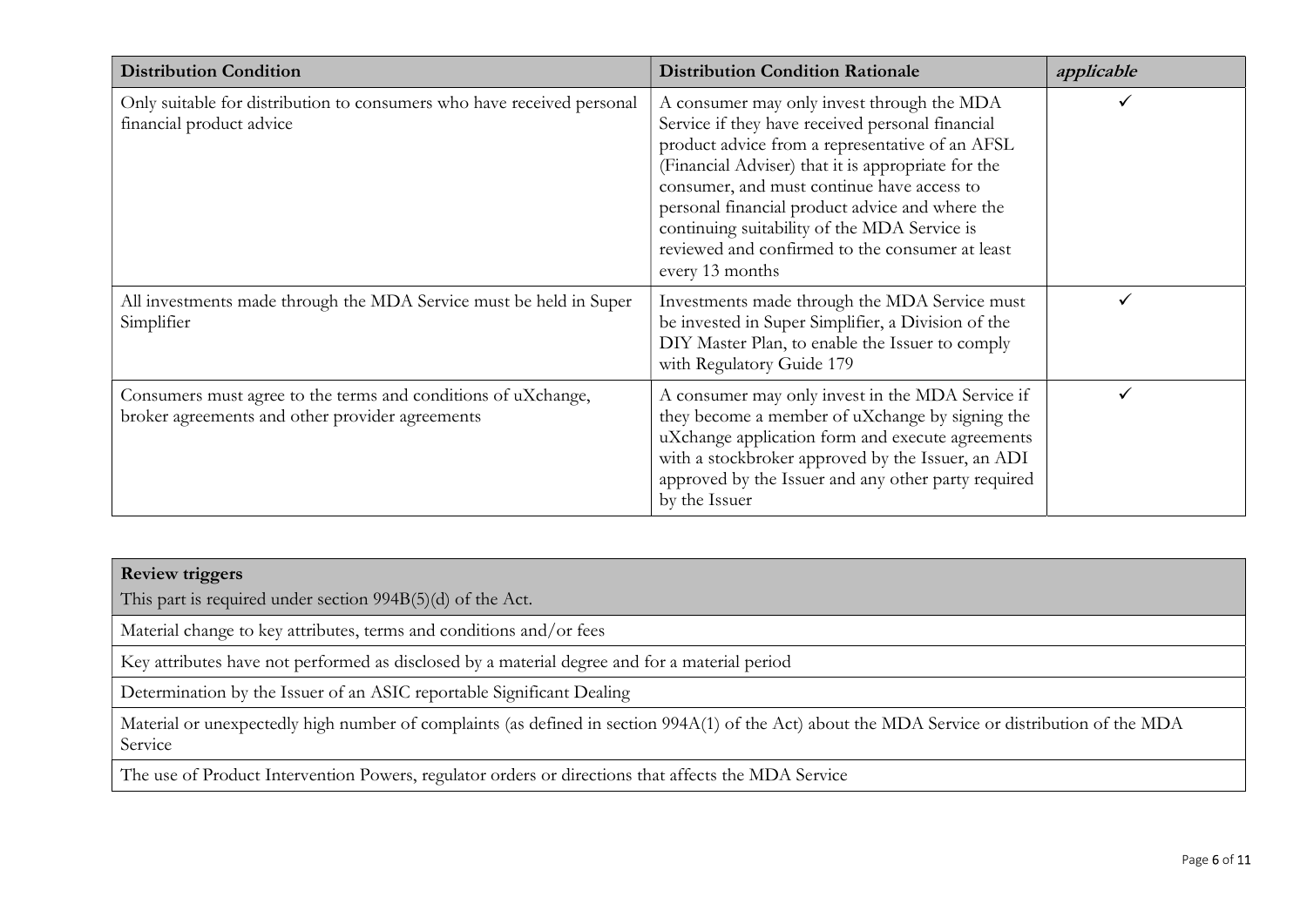| **Distribution Condition** | **Distribution Condition Rationale** | ***applicable*** |
| --- | --- | --- |
| Only suitable for distribution to consumers who have received personal financial product advice | A consumer may only invest through the MDA Service if they have received personal financial product advice from a representative of an AFSL (Financial Adviser) that it is appropriate for the consumer, and must continue have access to personal financial product advice and where the continuing suitability of the MDA Service is reviewed and confirmed to the consumer at least every 13 months | ✓ |
| All investments made through the MDA Service must be held in Super Simplifier | Investments made through the MDA Service must be invested in Super Simplifier, a Division of the DIY Master Plan, to enable the Issuer to comply with Regulatory Guide 179 | ✓ |
| Consumers must agree to the terms and conditions of uXchange, broker agreements and other provider agreements | A consumer may only invest in the MDA Service if they become a member of uXchange by signing the uXchange application form and execute agreements with a stockbroker approved by the Issuer, an ADI approved by the Issuer and any other party required by the Issuer | ✓ |

| **Review triggers**<br>This part is required under section 994B(5)(d) of the Act. |
| --- |
| Material change to key attributes, terms and conditions and/or fees |
| Key attributes have not performed as disclosed by a material degree and for a material period |
| Determination by the Issuer of an ASIC reportable Significant Dealing |
| Material or unexpectedly high number of complaints (as defined in section 994A(1) of the Act) about the MDA Service or distribution of the MDA Service |
| The use of Product Intervention Powers, regulator orders or directions that affects the MDA Service |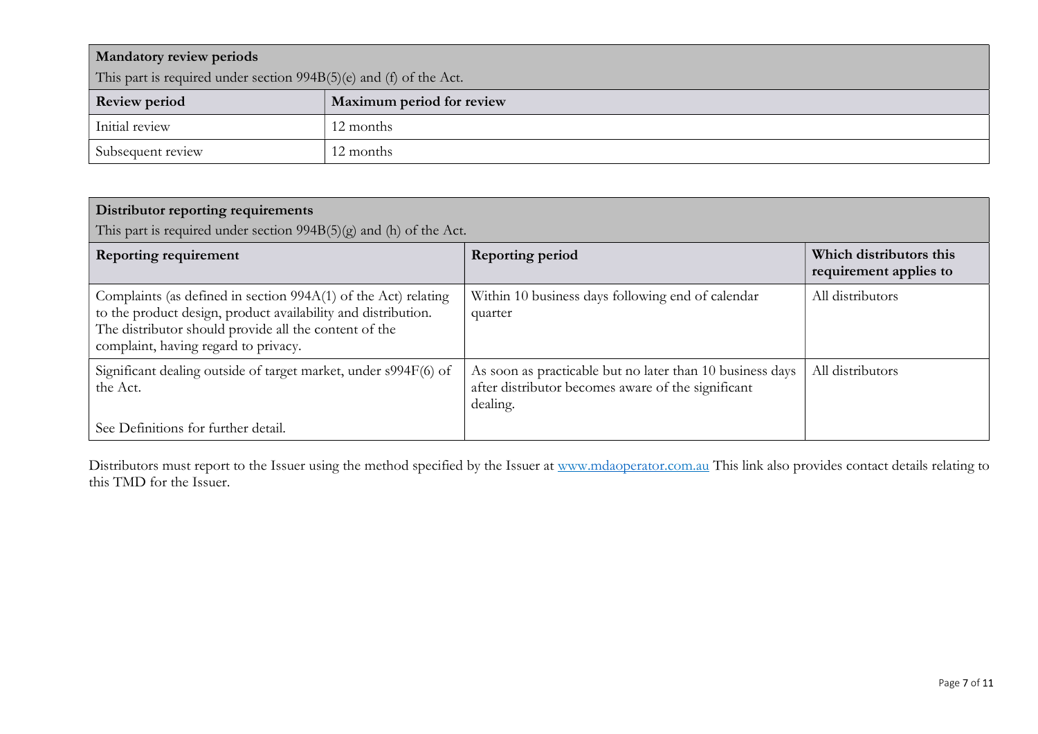| **Mandatory review periods**<br>This part is required under section 994B(5)(e) and (f) of the Act. | |
|---|---|
| **Review period** | **Maximum period for review** |
| Initial review | 12 months |
| Subsequent review | 12 months |

| **Distributor reporting requirements**<br>This part is required under section 994B(5)(g) and (h) of the Act. | | |
|---|---|---|
| **Reporting requirement** | **Reporting period** | **Which distributors this requirement applies to** |
| Complaints (as defined in section 994A(1) of the Act) relating to the product design, product availability and distribution. The distributor should provide all the content of the complaint, having regard to privacy. | Within 10 business days following end of calendar quarter | All distributors |
| Significant dealing outside of target market, under s994F(6) of the Act.<br><br>See Definitions for further detail. | As soon as practicable but no later than 10 business days after distributor becomes aware of the significant dealing. | All distributors |

Distributors must report to the Issuer using the method specified by the Issuer at [www.mdaoperator.com.au](http://www.mdaoperator.com.au) This link also provides contact details relating to this TMD for the Issuer.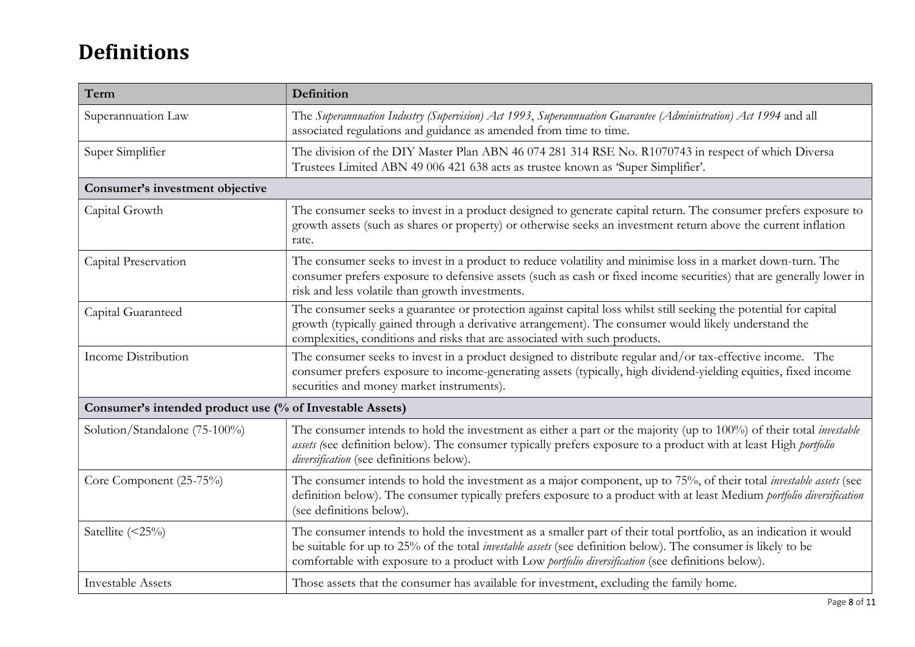# Definitions

| Term | Definition |
|---|---|
| Superannuation Law | The *Superannuation Industry (Supervision) Act 1993*, *Superannuation Guarantee (Administration) Act 1994* and all associated regulations and guidance as amended from time to time. |
| Super Simplifier | The division of the DIY Master Plan ABN 46 074 281 314 RSE No. R1070743 in respect of which Diversa Trustees Limited ABN 49 006 421 638 acts as trustee known as 'Super Simplifier'. |
| **Consumer's investment objective** | |
| Capital Growth | The consumer seeks to invest in a product designed to generate capital return. The consumer prefers exposure to growth assets (such as shares or property) or otherwise seeks an investment return above the current inflation rate. |
| Capital Preservation | The consumer seeks to invest in a product to reduce volatility and minimise loss in a market down-turn. The consumer prefers exposure to defensive assets (such as cash or fixed income securities) that are generally lower in risk and less volatile than growth investments. |
| Capital Guaranteed | The consumer seeks a guarantee or protection against capital loss whilst still seeking the potential for capital growth (typically gained through a derivative arrangement). The consumer would likely understand the complexities, conditions and risks that are associated with such products. |
| Income Distribution | The consumer seeks to invest in a product designed to distribute regular and/or tax-effective income. The consumer prefers exposure to income-generating assets (typically, high dividend-yielding equities, fixed income securities and money market instruments). |
| **Consumer's intended product use (% of Investable Assets)** | |
| Solution/Standalone (75-100%) | The consumer intends to hold the investment as either a part or the majority (up to 100%) of their total *investable assets (*see definition below). The consumer typically prefers exposure to a product with at least High *portfolio diversification* (see definitions below). |
| Core Component (25-75%) | The consumer intends to hold the investment as a major component, up to 75%, of their total *investable assets* (see definition below). The consumer typically prefers exposure to a product with at least Medium *portfolio diversification* (see definitions below). |
| Satellite (<25%) | The consumer intends to hold the investment as a smaller part of their total portfolio, as an indication it would be suitable for up to 25% of the total *investable assets* (see definition below). The consumer is likely to be comfortable with exposure to a product with Low *portfolio diversification* (see definitions below). |
| Investable Assets | Those assets that the consumer has available for investment, excluding the family home. |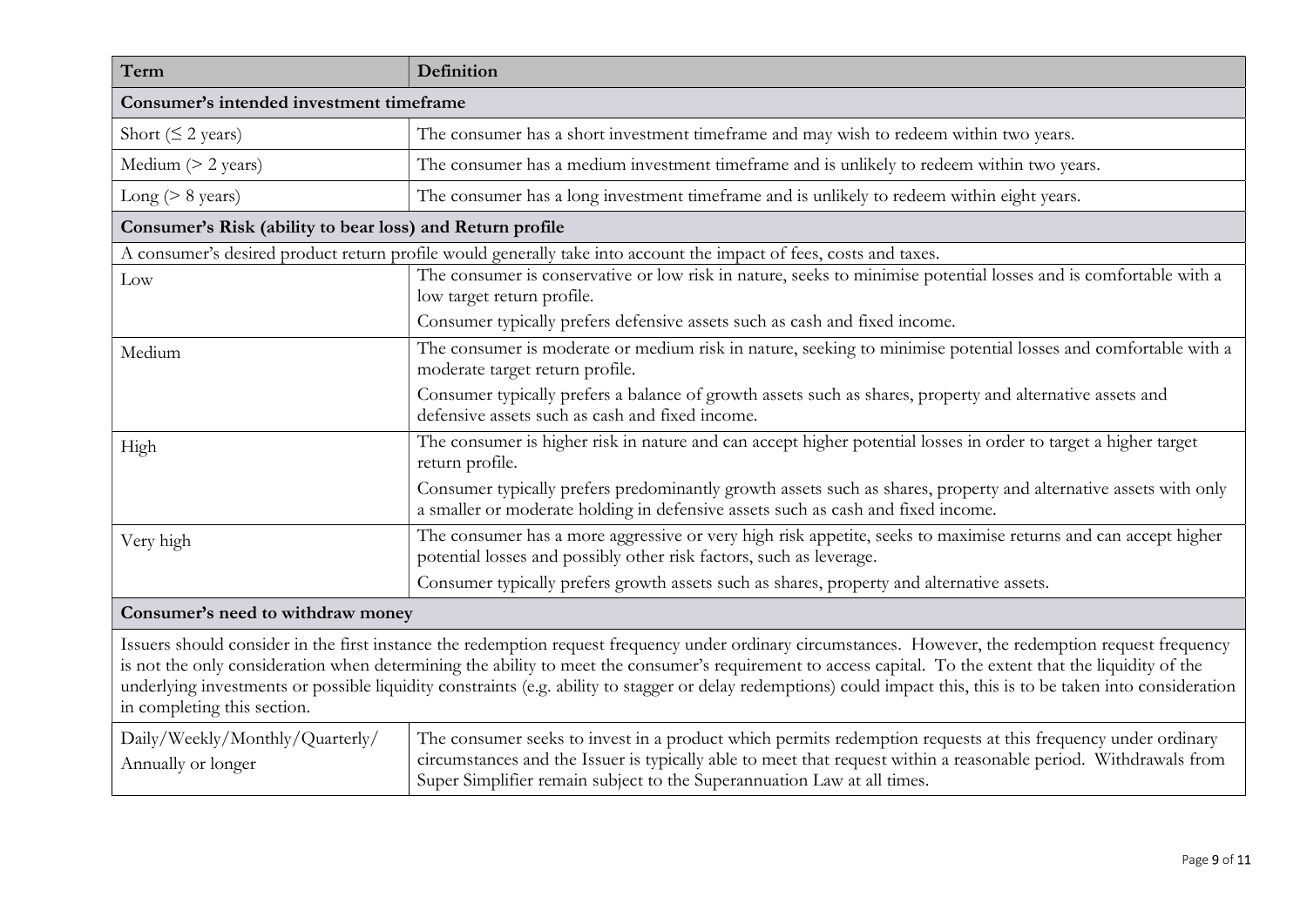| Term | Definition |
| --- | --- |
| **Consumer's intended investment timeframe** | |
| Short (≤ 2 years) | The consumer has a short investment timeframe and may wish to redeem within two years. |
| Medium (> 2 years) | The consumer has a medium investment timeframe and is unlikely to redeem within two years. |
| Long (> 8 years) | The consumer has a long investment timeframe and is unlikely to redeem within eight years. |
| **Consumer's Risk (ability to bear loss) and Return profile** | |
| A consumer's desired product return profile would generally take into account the impact of fees, costs and taxes. | |
| Low | The consumer is conservative or low risk in nature, seeks to minimise potential losses and is comfortable with a low target return profile.<br>Consumer typically prefers defensive assets such as cash and fixed income. |
| Medium | The consumer is moderate or medium risk in nature, seeking to minimise potential losses and comfortable with a moderate target return profile.<br>Consumer typically prefers a balance of growth assets such as shares, property and alternative assets and defensive assets such as cash and fixed income. |
| High | The consumer is higher risk in nature and can accept higher potential losses in order to target a higher target return profile.<br>Consumer typically prefers predominantly growth assets such as shares, property and alternative assets with only a smaller or moderate holding in defensive assets such as cash and fixed income. |
| Very high | The consumer has a more aggressive or very high risk appetite, seeks to maximise returns and can accept higher potential losses and possibly other risk factors, such as leverage.<br>Consumer typically prefers growth assets such as shares, property and alternative assets. |
| **Consumer's need to withdraw money** | |
| Issuers should consider in the first instance the redemption request frequency under ordinary circumstances. However, the redemption request frequency is not the only consideration when determining the ability to meet the consumer's requirement to access capital. To the extent that the liquidity of the underlying investments or possible liquidity constraints (e.g. ability to stagger or delay redemptions) could impact this, this is to be taken into consideration in completing this section. | |
| Daily/Weekly/Monthly/Quarterly/ Annually or longer | The consumer seeks to invest in a product which permits redemption requests at this frequency under ordinary circumstances and the Issuer is typically able to meet that request within a reasonable period. Withdrawals from Super Simplifier remain subject to the Superannuation Law at all times. |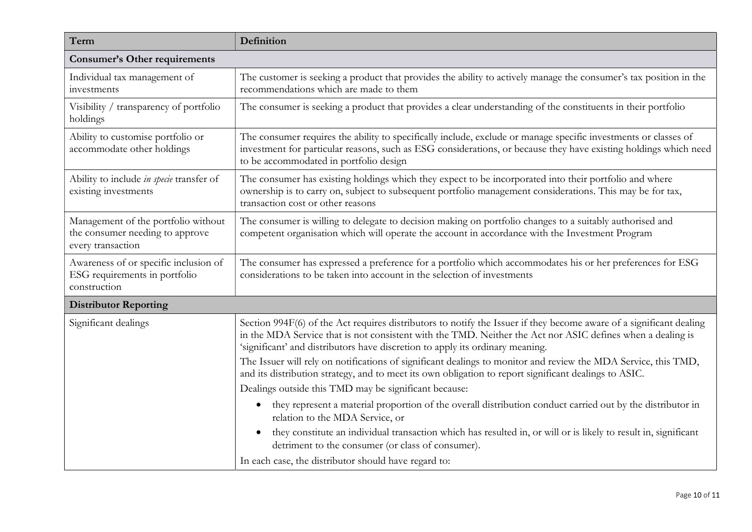| Term | Definition |
|---|---|
| **Consumer's Other requirements** | |
| Individual tax management of investments | The customer is seeking a product that provides the ability to actively manage the consumer's tax position in the recommendations which are made to them |
| Visibility / transparency of portfolio holdings | The consumer is seeking a product that provides a clear understanding of the constituents in their portfolio |
| Ability to customise portfolio or accommodate other holdings | The consumer requires the ability to specifically include, exclude or manage specific investments or classes of investment for particular reasons, such as ESG considerations, or because they have existing holdings which need to be accommodated in portfolio design |
| Ability to include *in specie* transfer of existing investments | The consumer has existing holdings which they expect to be incorporated into their portfolio and where ownership is to carry on, subject to subsequent portfolio management considerations. This may be for tax, transaction cost or other reasons |
| Management of the portfolio without the consumer needing to approve every transaction | The consumer is willing to delegate to decision making on portfolio changes to a suitably authorised and competent organisation which will operate the account in accordance with the Investment Program |
| Awareness of or specific inclusion of ESG requirements in portfolio construction | The consumer has expressed a preference for a portfolio which accommodates his or her preferences for ESG considerations to be taken into account in the selection of investments |
| **Distributor Reporting** | |
| Significant dealings | Section 994F(6) of the Act requires distributors to notify the Issuer if they become aware of a significant dealing in the MDA Service that is not consistent with the TMD. Neither the Act nor ASIC defines when a dealing is 'significant' and distributors have discretion to apply its ordinary meaning.<br><br>The Issuer will rely on notifications of significant dealings to monitor and review the MDA Service, this TMD, and its distribution strategy, and to meet its own obligation to report significant dealings to ASIC.<br><br>Dealings outside this TMD may be significant because:<br><br>• they represent a material proportion of the overall distribution conduct carried out by the distributor in relation to the MDA Service, or<br>• they constitute an individual transaction which has resulted in, or will or is likely to result in, significant detriment to the consumer (or class of consumer).<br><br>In each case, the distributor should have regard to: |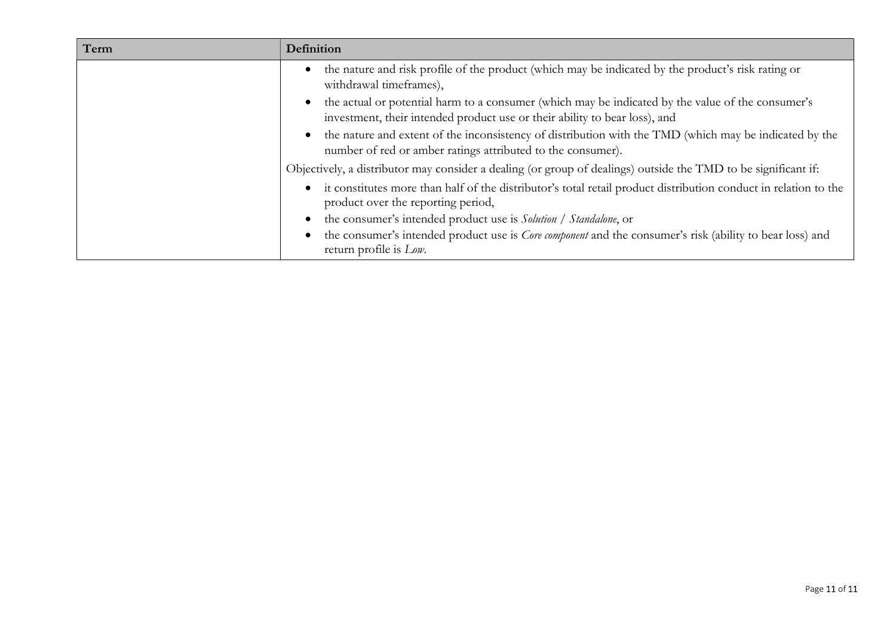| Term | Definition |
| --- | --- |
| | • the nature and risk profile of the product (which may be indicated by the product's risk rating or withdrawal timeframes),<br>• the actual or potential harm to a consumer (which may be indicated by the value of the consumer's investment, their intended product use or their ability to bear loss), and<br>• the nature and extent of the inconsistency of distribution with the TMD (which may be indicated by the number of red or amber ratings attributed to the consumer).<br>Objectively, a distributor may consider a dealing (or group of dealings) outside the TMD to be significant if:<br>• it constitutes more than half of the distributor's total retail product distribution conduct in relation to the product over the reporting period,<br>• the consumer's intended product use is *Solution / Standalone*, or<br>• the consumer's intended product use is *Core component* and the consumer's risk (ability to bear loss) and return profile is *Low*. |